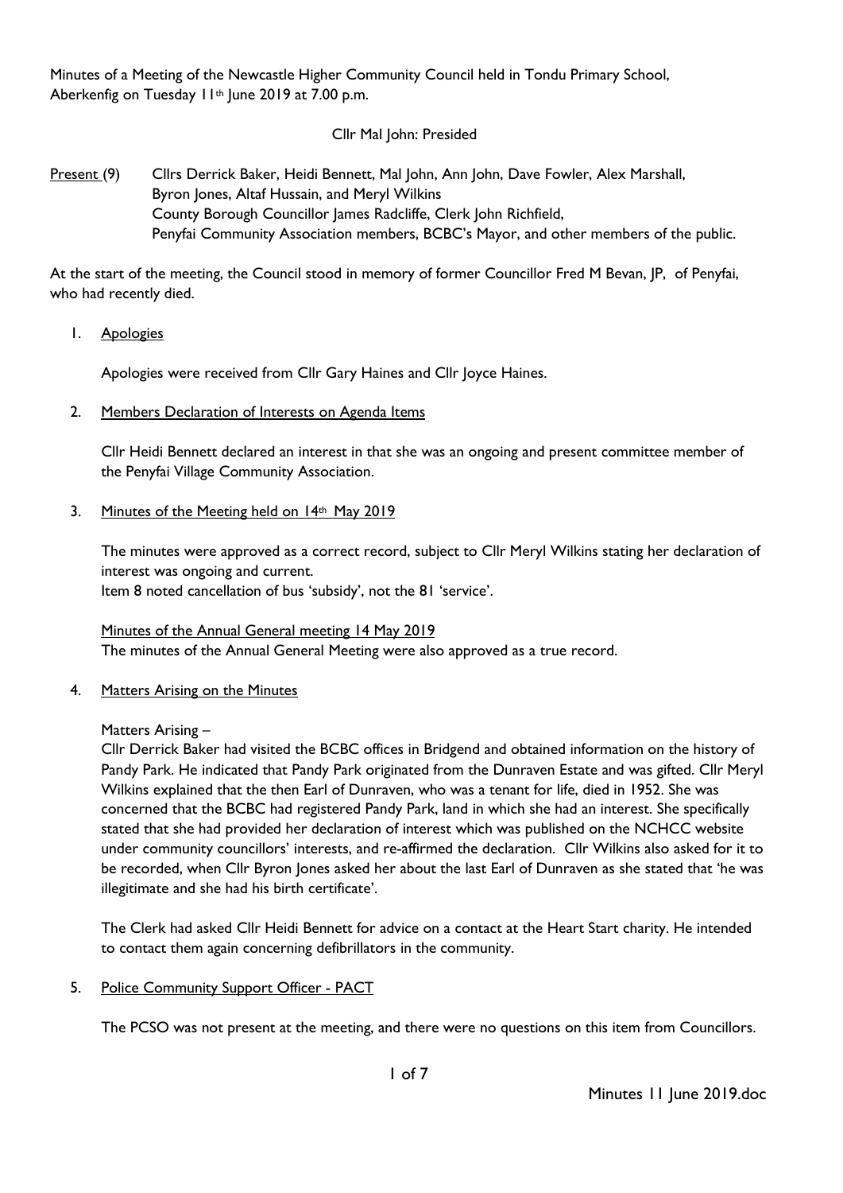Minutes of a Meeting of the Newcastle Higher Community Council held in Tondu Primary School, Aberkenfig on Tuesday 11th June 2019 at 7.00 p.m.

Cllr Mal John: Presided

Present (9) Cllrs Derrick Baker, Heidi Bennett, Mal John, Ann John, Dave Fowler, Alex Marshall, Byron Jones, Altaf Hussain, and Meryl Wilkins
County Borough Councillor James Radcliffe, Clerk John Richfield, Penyfai Community Association members, BCBC's Mayor, and other members of the public.

At the start of the meeting, the Council stood in memory of former Councillor Fred M Bevan, JP, of Penyfai, who had recently died.

1. Apologies

   Apologies were received from Cllr Gary Haines and Cllr Joyce Haines.

2. Members Declaration of Interests on Agenda Items

   Cllr Heidi Bennett declared an interest in that she was an ongoing and present committee member of the Penyfai Village Community Association.

3. Minutes of the Meeting held on 14th May 2019

   The minutes were approved as a correct record, subject to Cllr Meryl Wilkins stating her declaration of interest was ongoing and current.
   Item 8 noted cancellation of bus 'subsidy', not the 81 'service'.

   Minutes of the Annual General meeting 14 May 2019
   The minutes of the Annual General Meeting were also approved as a true record.

4. Matters Arising on the Minutes

   Matters Arising –
   Cllr Derrick Baker had visited the BCBC offices in Bridgend and obtained information on the history of Pandy Park. He indicated that Pandy Park originated from the Dunraven Estate and was gifted. Cllr Meryl Wilkins explained that the then Earl of Dunraven, who was a tenant for life, died in 1952. She was concerned that the BCBC had registered Pandy Park, land in which she had an interest. She specifically stated that she had provided her declaration of interest which was published on the NCHCC website under community councillors' interests, and re-affirmed the declaration. Cllr Wilkins also asked for it to be recorded, when Cllr Byron Jones asked her about the last Earl of Dunraven as she stated that 'he was illegitimate and she had his birth certificate'.

   The Clerk had asked Cllr Heidi Bennett for advice on a contact at the Heart Start charity. He intended to contact them again concerning defibrillators in the community.

5. Police Community Support Officer - PACT

   The PCSO was not present at the meeting, and there were no questions on this item from Councillors.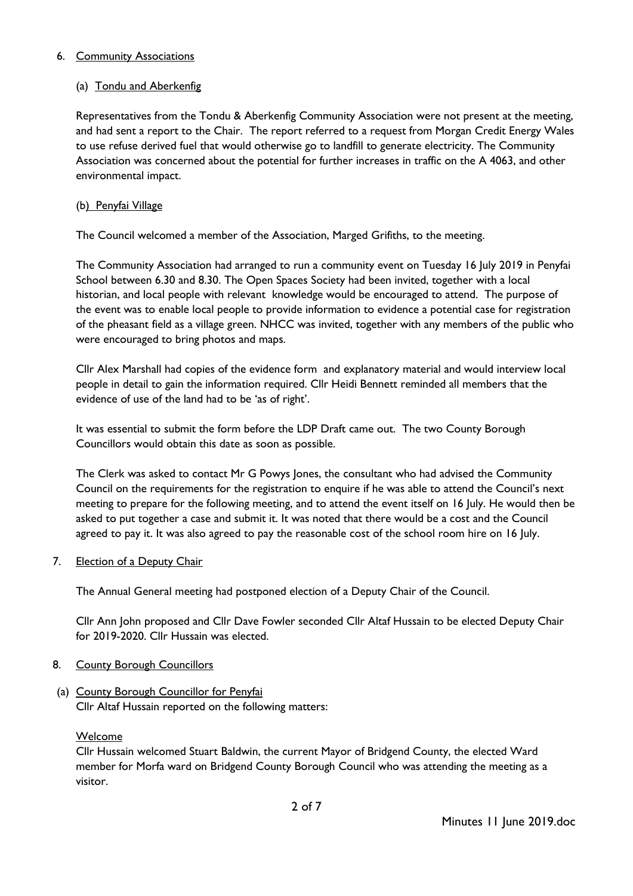6. Community Associations

(a) Tondu and Aberkenfig

Representatives from the Tondu & Aberkenfig Community Association were not present at the meeting, and had sent a report to the Chair. The report referred to a request from Morgan Credit Energy Wales to use refuse derived fuel that would otherwise go to landfill to generate electricity. The Community Association was concerned about the potential for further increases in traffic on the A 4063, and other environmental impact.

(b) Penyfai Village

The Council welcomed a member of the Association, Marged Grifiths, to the meeting.

The Community Association had arranged to run a community event on Tuesday 16 July 2019 in Penyfai School between 6.30 and 8.30. The Open Spaces Society had been invited, together with a local historian, and local people with relevant knowledge would be encouraged to attend. The purpose of the event was to enable local people to provide information to evidence a potential case for registration of the pheasant field as a village green. NHCC was invited, together with any members of the public who were encouraged to bring photos and maps.

Cllr Alex Marshall had copies of the evidence form and explanatory material and would interview local people in detail to gain the information required. Cllr Heidi Bennett reminded all members that the evidence of use of the land had to be 'as of right'.

It was essential to submit the form before the LDP Draft came out. The two County Borough Councillors would obtain this date as soon as possible.

The Clerk was asked to contact Mr G Powys Jones, the consultant who had advised the Community Council on the requirements for the registration to enquire if he was able to attend the Council's next meeting to prepare for the following meeting, and to attend the event itself on 16 July. He would then be asked to put together a case and submit it. It was noted that there would be a cost and the Council agreed to pay it. It was also agreed to pay the reasonable cost of the school room hire on 16 July.

7. Election of a Deputy Chair

The Annual General meeting had postponed election of a Deputy Chair of the Council.

Cllr Ann John proposed and Cllr Dave Fowler seconded Cllr Altaf Hussain to be elected Deputy Chair for 2019-2020. Cllr Hussain was elected.

8. County Borough Councillors

(a) County Borough Councillor for Penyfai

Cllr Altaf Hussain reported on the following matters:

Welcome

Cllr Hussain welcomed Stuart Baldwin, the current Mayor of Bridgend County, the elected Ward member for Morfa ward on Bridgend County Borough Council who was attending the meeting as a visitor.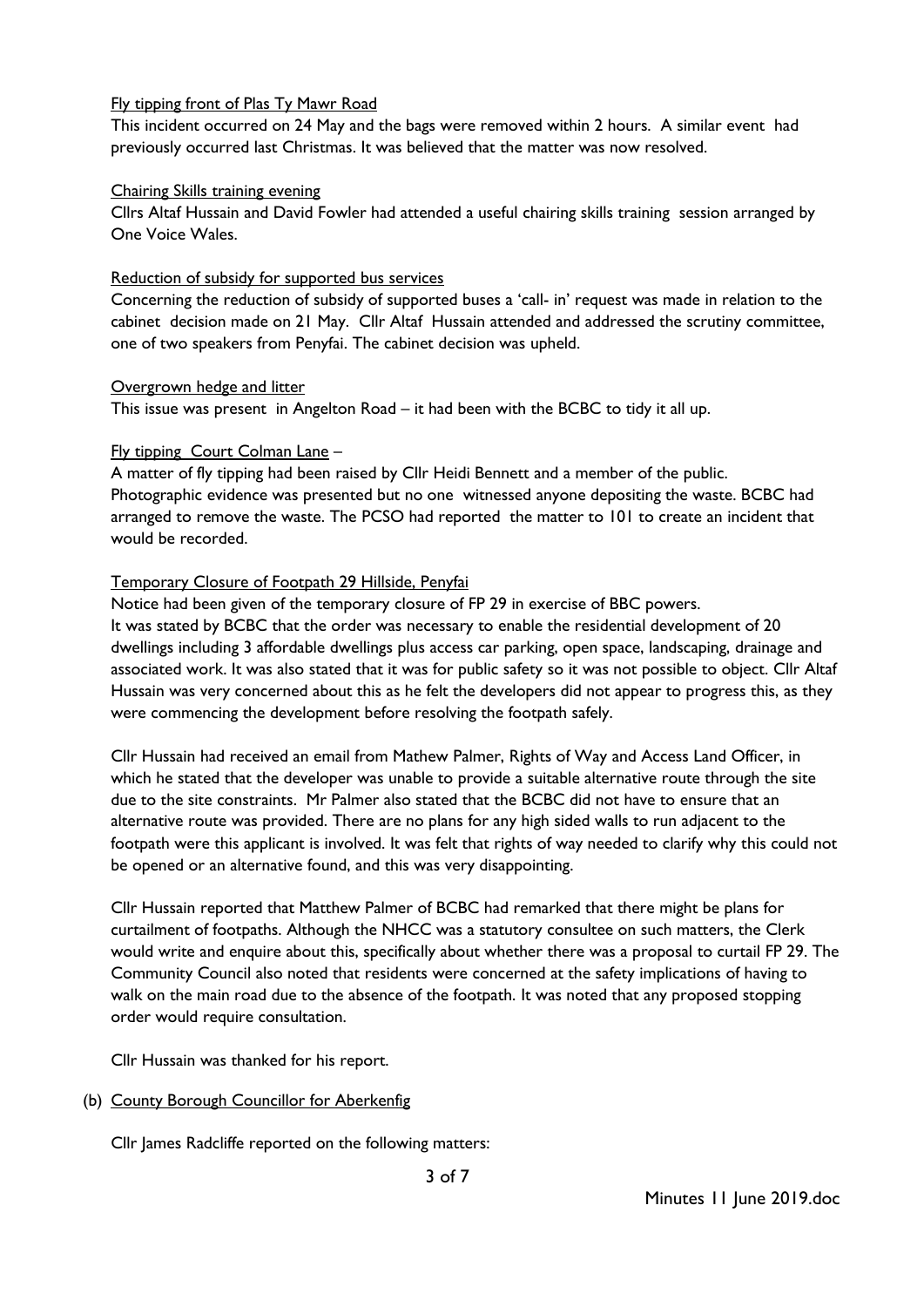Fly tipping front of Plas Ty Mawr Road

This incident occurred on 24 May and the bags were removed within 2 hours. A similar event had previously occurred last Christmas. It was believed that the matter was now resolved.

Chairing Skills training evening

Cllrs Altaf Hussain and David Fowler had attended a useful chairing skills training session arranged by One Voice Wales.

Reduction of subsidy for supported bus services

Concerning the reduction of subsidy of supported buses a 'call- in' request was made in relation to the cabinet decision made on 21 May. Cllr Altaf Hussain attended and addressed the scrutiny committee, one of two speakers from Penyfai. The cabinet decision was upheld.

Overgrown hedge and litter

This issue was present in Angelton Road – it had been with the BCBC to tidy it all up.

Fly tipping Court Colman Lane –

A matter of fly tipping had been raised by Cllr Heidi Bennett and a member of the public. Photographic evidence was presented but no one witnessed anyone depositing the waste. BCBC had arranged to remove the waste. The PCSO had reported the matter to 101 to create an incident that would be recorded.

Temporary Closure of Footpath 29 Hillside, Penyfai

Notice had been given of the temporary closure of FP 29 in exercise of BBC powers.
It was stated by BCBC that the order was necessary to enable the residential development of 20 dwellings including 3 affordable dwellings plus access car parking, open space, landscaping, drainage and associated work. It was also stated that it was for public safety so it was not possible to object. Cllr Altaf Hussain was very concerned about this as he felt the developers did not appear to progress this, as they were commencing the development before resolving the footpath safely.

Cllr Hussain had received an email from Mathew Palmer, Rights of Way and Access Land Officer, in which he stated that the developer was unable to provide a suitable alternative route through the site due to the site constraints. Mr Palmer also stated that the BCBC did not have to ensure that an alternative route was provided. There are no plans for any high sided walls to run adjacent to the footpath were this applicant is involved. It was felt that rights of way needed to clarify why this could not be opened or an alternative found, and this was very disappointing.

Cllr Hussain reported that Matthew Palmer of BCBC had remarked that there might be plans for curtailment of footpaths. Although the NHCC was a statutory consultee on such matters, the Clerk would write and enquire about this, specifically about whether there was a proposal to curtail FP 29. The Community Council also noted that residents were concerned at the safety implications of having to walk on the main road due to the absence of the footpath. It was noted that any proposed stopping order would require consultation.

Cllr Hussain was thanked for his report.

(b) County Borough Councillor for Aberkenfig

Cllr James Radcliffe reported on the following matters: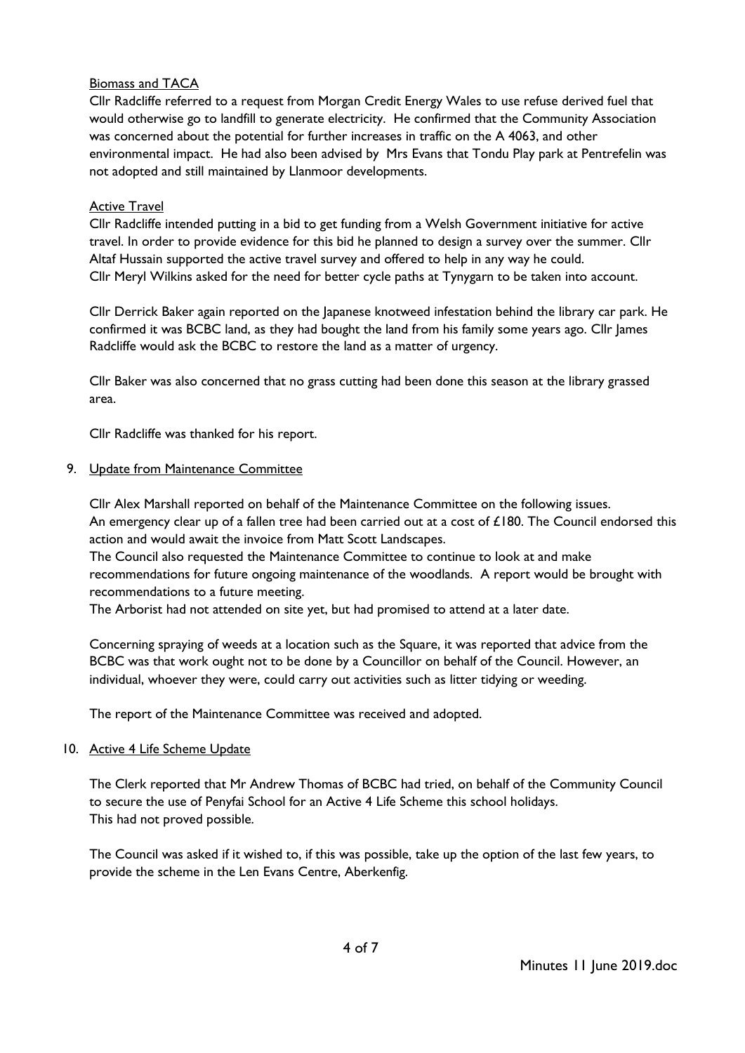Biomass and TACA

Cllr Radcliffe referred to a request from Morgan Credit Energy Wales to use refuse derived fuel that would otherwise go to landfill to generate electricity. He confirmed that the Community Association was concerned about the potential for further increases in traffic on the A 4063, and other environmental impact. He had also been advised by Mrs Evans that Tondu Play park at Pentrefelin was not adopted and still maintained by Llanmoor developments.

Active Travel

Cllr Radcliffe intended putting in a bid to get funding from a Welsh Government initiative for active travel. In order to provide evidence for this bid he planned to design a survey over the summer. Cllr Altaf Hussain supported the active travel survey and offered to help in any way he could.
Cllr Meryl Wilkins asked for the need for better cycle paths at Tynygarn to be taken into account.

Cllr Derrick Baker again reported on the Japanese knotweed infestation behind the library car park. He confirmed it was BCBC land, as they had bought the land from his family some years ago. Cllr James Radcliffe would ask the BCBC to restore the land as a matter of urgency.

Cllr Baker was also concerned that no grass cutting had been done this season at the library grassed area.

Cllr Radcliffe was thanked for his report.

9. Update from Maintenance Committee

Cllr Alex Marshall reported on behalf of the Maintenance Committee on the following issues.
An emergency clear up of a fallen tree had been carried out at a cost of £180. The Council endorsed this action and would await the invoice from Matt Scott Landscapes.
The Council also requested the Maintenance Committee to continue to look at and make recommendations for future ongoing maintenance of the woodlands. A report would be brought with recommendations to a future meeting.
The Arborist had not attended on site yet, but had promised to attend at a later date.

Concerning spraying of weeds at a location such as the Square, it was reported that advice from the BCBC was that work ought not to be done by a Councillor on behalf of the Council. However, an individual, whoever they were, could carry out activities such as litter tidying or weeding.

The report of the Maintenance Committee was received and adopted.

10. Active 4 Life Scheme Update

The Clerk reported that Mr Andrew Thomas of BCBC had tried, on behalf of the Community Council to secure the use of Penyfai School for an Active 4 Life Scheme this school holidays.
This had not proved possible.

The Council was asked if it wished to, if this was possible, take up the option of the last few years, to provide the scheme in the Len Evans Centre, Aberkenfig.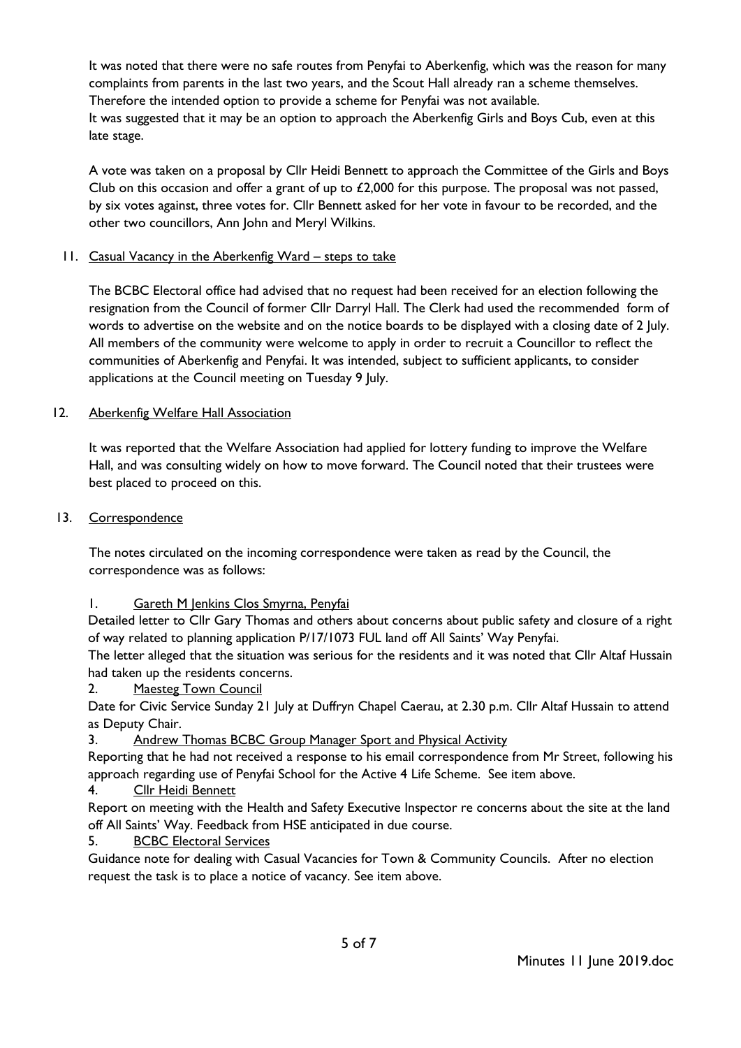It was noted that there were no safe routes from Penyfai to Aberkenfig, which was the reason for many complaints from parents in the last two years, and the Scout Hall already ran a scheme themselves. Therefore the intended option to provide a scheme for Penyfai was not available.
It was suggested that it may be an option to approach the Aberkenfig Girls and Boys Cub, even at this late stage.

A vote was taken on a proposal by Cllr Heidi Bennett to approach the Committee of the Girls and Boys Club on this occasion and offer a grant of up to £2,000 for this purpose. The proposal was not passed, by six votes against, three votes for. Cllr Bennett asked for her vote in favour to be recorded, and the other two councillors, Ann John and Meryl Wilkins.

11. <u>Casual Vacancy in the Aberkenfig Ward – steps to take</u>

The BCBC Electoral office had advised that no request had been received for an election following the resignation from the Council of former Cllr Darryl Hall. The Clerk had used the recommended form of words to advertise on the website and on the notice boards to be displayed with a closing date of 2 July. All members of the community were welcome to apply in order to recruit a Councillor to reflect the communities of Aberkenfig and Penyfai. It was intended, subject to sufficient applicants, to consider applications at the Council meeting on Tuesday 9 July.

12. <u>Aberkenfig Welfare Hall Association</u>

It was reported that the Welfare Association had applied for lottery funding to improve the Welfare Hall, and was consulting widely on how to move forward. The Council noted that their trustees were best placed to proceed on this.

13. <u>Correspondence</u>

The notes circulated on the incoming correspondence were taken as read by the Council, the correspondence was as follows:

1. <u>Gareth M Jenkins Clos Smyrna, Penyfai</u>

Detailed letter to Cllr Gary Thomas and others about concerns about public safety and closure of a right of way related to planning application P/17/1073 FUL land off All Saints' Way Penyfai.
The letter alleged that the situation was serious for the residents and it was noted that Cllr Altaf Hussain had taken up the residents concerns.

2. <u>Maesteg Town Council</u>

Date for Civic Service Sunday 21 July at Duffryn Chapel Caerau, at 2.30 p.m. Cllr Altaf Hussain to attend as Deputy Chair.

3. <u>Andrew Thomas BCBC Group Manager Sport and Physical Activity</u>

Reporting that he had not received a response to his email correspondence from Mr Street, following his approach regarding use of Penyfai School for the Active 4 Life Scheme. See item above.

4. <u>Cllr Heidi Bennett</u>

Report on meeting with the Health and Safety Executive Inspector re concerns about the site at the land off All Saints' Way. Feedback from HSE anticipated in due course.

5. <u>BCBC Electoral Services</u>

Guidance note for dealing with Casual Vacancies for Town & Community Councils. After no election request the task is to place a notice of vacancy. See item above.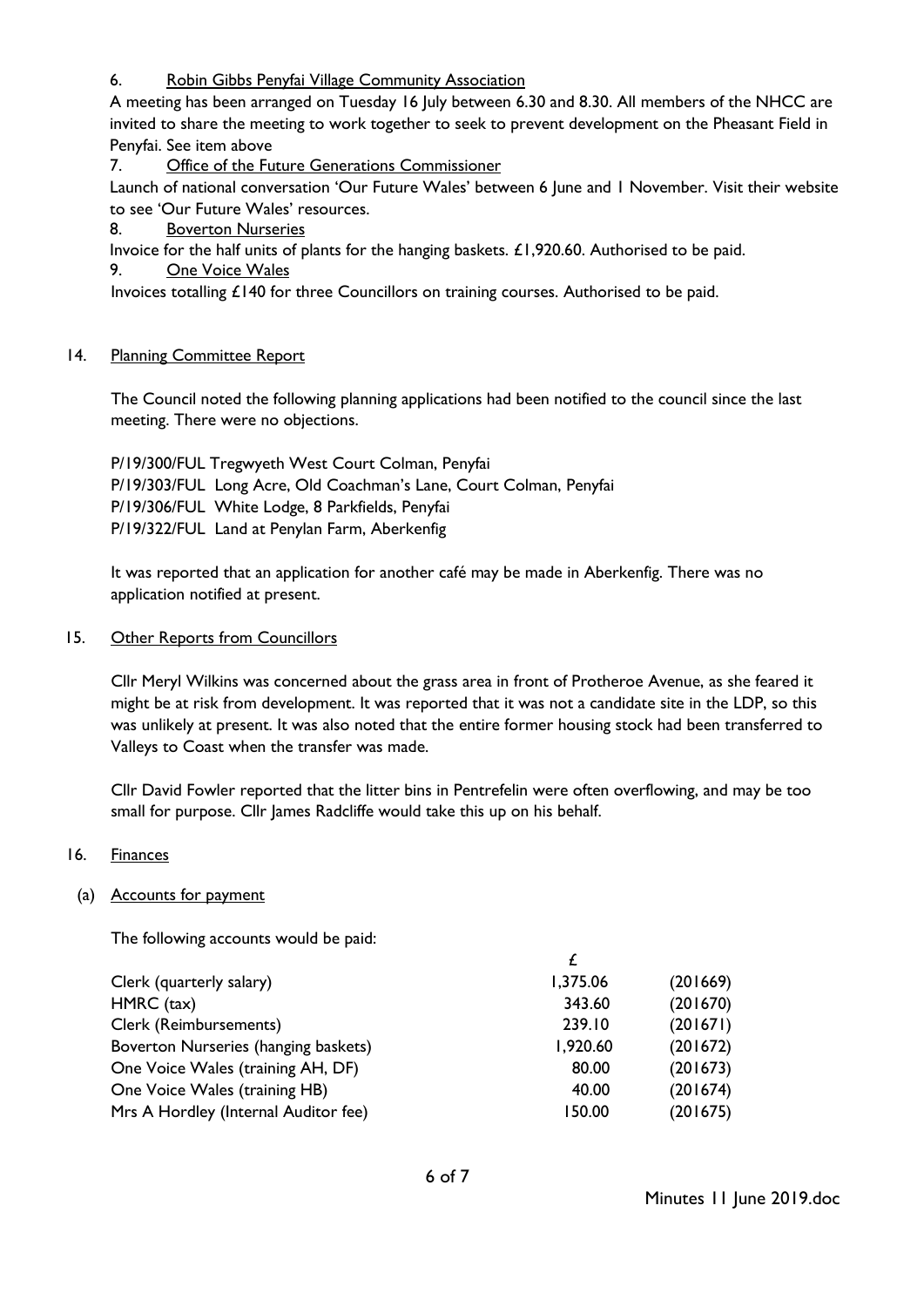6. Robin Gibbs Penyfai Village Community Association

A meeting has been arranged on Tuesday 16 July between 6.30 and 8.30. All members of the NHCC are invited to share the meeting to work together to seek to prevent development on the Pheasant Field in Penyfai. See item above

7. Office of the Future Generations Commissioner

Launch of national conversation 'Our Future Wales' between 6 June and 1 November. Visit their website to see 'Our Future Wales' resources.

8. Boverton Nurseries

Invoice for the half units of plants for the hanging baskets. £1,920.60. Authorised to be paid.

9. One Voice Wales

Invoices totalling £140 for three Councillors on training courses. Authorised to be paid.

## 14. Planning Committee Report

The Council noted the following planning applications had been notified to the council since the last meeting. There were no objections.

P/19/300/FUL Tregwyeth West Court Colman, Penyfai
P/19/303/FUL Long Acre, Old Coachman's Lane, Court Colman, Penyfai
P/19/306/FUL White Lodge, 8 Parkfields, Penyfai
P/19/322/FUL Land at Penylan Farm, Aberkenfig

It was reported that an application for another café may be made in Aberkenfig. There was no application notified at present.

## 15. Other Reports from Councillors

Cllr Meryl Wilkins was concerned about the grass area in front of Protheroe Avenue, as she feared it might be at risk from development. It was reported that it was not a candidate site in the LDP, so this was unlikely at present. It was also noted that the entire former housing stock had been transferred to Valleys to Coast when the transfer was made.

Cllr David Fowler reported that the litter bins in Pentrefelin were often overflowing, and may be too small for purpose. Cllr James Radcliffe would take this up on his behalf.

## 16. Finances

### (a) Accounts for payment

The following accounts would be paid:

| | £ | |
|---|---|---|
| Clerk (quarterly salary) | 1,375.06 | (201669) |
| HMRC (tax) | 343.60 | (201670) |
| Clerk (Reimbursements) | 239.10 | (201671) |
| Boverton Nurseries (hanging baskets) | 1,920.60 | (201672) |
| One Voice Wales (training AH, DF) | 80.00 | (201673) |
| One Voice Wales (training HB) | 40.00 | (201674) |
| Mrs A Hordley (Internal Auditor fee) | 150.00 | (201675) |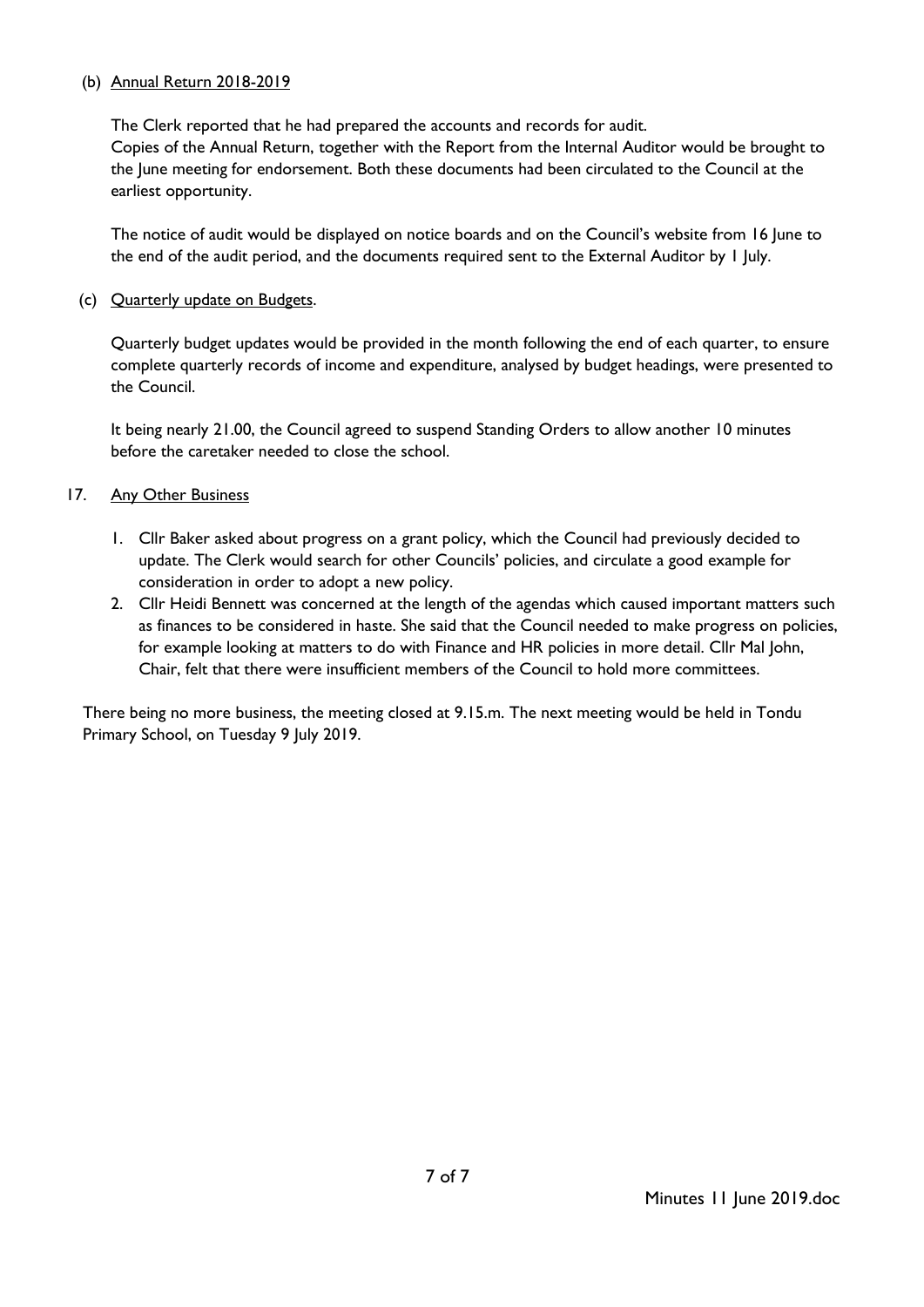(b) Annual Return 2018-2019

The Clerk reported that he had prepared the accounts and records for audit.
Copies of the Annual Return, together with the Report from the Internal Auditor would be brought to the June meeting for endorsement. Both these documents had been circulated to the Council at the earliest opportunity.

The notice of audit would be displayed on notice boards and on the Council's website from 16 June to the end of the audit period, and the documents required sent to the External Auditor by 1 July.

(c) Quarterly update on Budgets.

Quarterly budget updates would be provided in the month following the end of each quarter, to ensure complete quarterly records of income and expenditure, analysed by budget headings, were presented to the Council.

It being nearly 21.00, the Council agreed to suspend Standing Orders to allow another 10 minutes before the caretaker needed to close the school.

17. Any Other Business

1. Cllr Baker asked about progress on a grant policy, which the Council had previously decided to update. The Clerk would search for other Councils' policies, and circulate a good example for consideration in order to adopt a new policy.
2. Cllr Heidi Bennett was concerned at the length of the agendas which caused important matters such as finances to be considered in haste. She said that the Council needed to make progress on policies, for example looking at matters to do with Finance and HR policies in more detail. Cllr Mal John, Chair, felt that there were insufficient members of the Council to hold more committees.

There being no more business, the meeting closed at 9.15.m. The next meeting would be held in Tondu Primary School, on Tuesday 9 July 2019.